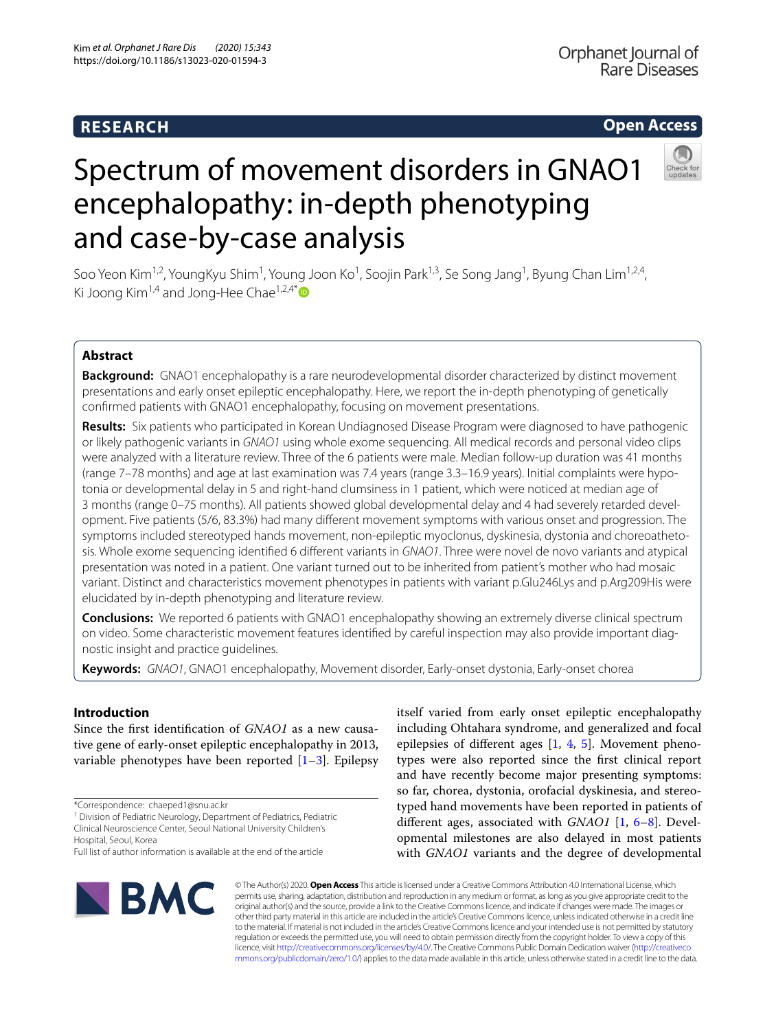**RESEARCH** **Open Access**

# Spectrum of movement disorders in GNAO1 encephalopathy: in-depth phenotyping and case-by-case analysis

Soo Yeon Kim[1,2], YoungKyu Shim[1], Young Joon Ko[1], Soojin Park[1,3], Se Song Jang[1], Byung Chan Lim[1,2,4], Ki Joong Kim[1,4] and Jong-Hee Chae[1,2,4*]

## Abstract

**Background:** GNAO1 encephalopathy is a rare neurodevelopmental disorder characterized by distinct movement presentations and early onset epileptic encephalopathy. Here, we report the in-depth phenotyping of genetically confirmed patients with GNAO1 encephalopathy, focusing on movement presentations.

**Results:** Six patients who participated in Korean Undiagnosed Disease Program were diagnosed to have pathogenic or likely pathogenic variants in *GNAO1* using whole exome sequencing. All medical records and personal video clips were analyzed with a literature review. Three of the 6 patients were male. Median follow-up duration was 41 months (range 7–78 months) and age at last examination was 7.4 years (range 3.3–16.9 years). Initial complaints were hypotonia or developmental delay in 5 and right-hand clumsiness in 1 patient, which were noticed at median age of 3 months (range 0–75 months). All patients showed global developmental delay and 4 had severely retarded development. Five patients (5/6, 83.3%) had many different movement symptoms with various onset and progression. The symptoms included stereotyped hands movement, non-epileptic myoclonus, dyskinesia, dystonia and choreoathetosis. Whole exome sequencing identified 6 different variants in *GNAO1*. Three were novel de novo variants and atypical presentation was noted in a patient. One variant turned out to be inherited from patient's mother who had mosaic variant. Distinct and characteristics movement phenotypes in patients with variant p.Glu246Lys and p.Arg209His were elucidated by in-depth phenotyping and literature review.

**Conclusions:** We reported 6 patients with GNAO1 encephalopathy showing an extremely diverse clinical spectrum on video. Some characteristic movement features identified by careful inspection may also provide important diagnostic insight and practice guidelines.

**Keywords:** *GNAO1*, GNAO1 encephalopathy, Movement disorder, Early-onset dystonia, Early-onset chorea

## Introduction

Since the first identification of *GNAO1* as a new causative gene of early-onset epileptic encephalopathy in 2013, variable phenotypes have been reported [1–3]. Epilepsy itself varied from early onset epileptic encephalopathy including Ohtahara syndrome, and generalized and focal epilepsies of different ages [1, 4, 5]. Movement phenotypes were also reported since the first clinical report and have recently become major presenting symptoms: so far, chorea, dystonia, orofacial dyskinesia, and stereotyped hand movements have been reported in patients of different ages, associated with *GNAO1* [1, 6–8]. Developmental milestones are also delayed in most patients with *GNAO1* variants and the degree of developmental

*Correspondence: chaeped1@snu.ac.kr
[1] Division of Pediatric Neurology, Department of Pediatrics, Pediatric Clinical Neuroscience Center, Seoul National University Children's Hospital, Seoul, Korea
Full list of author information is available at the end of the article

© The Author(s) 2020. **Open Access** This article is licensed under a Creative Commons Attribution 4.0 International License, which permits use, sharing, adaptation, distribution and reproduction in any medium or format, as long as you give appropriate credit to the original author(s) and the source, provide a link to the Creative Commons licence, and indicate if changes were made. The images or other third party material in this article are included in the article's Creative Commons licence, unless indicated otherwise in a credit line to the material. If material is not included in the article's Creative Commons licence and your intended use is not permitted by statutory regulation or exceeds the permitted use, you will need to obtain permission directly from the copyright holder. To view a copy of this licence, visit http://creativecommons.org/licenses/by/4.0/. The Creative Commons Public Domain Dedication waiver (http://creativecommons.org/publicdomain/zero/1.0/) applies to the data made available in this article, unless otherwise stated in a credit line to the data.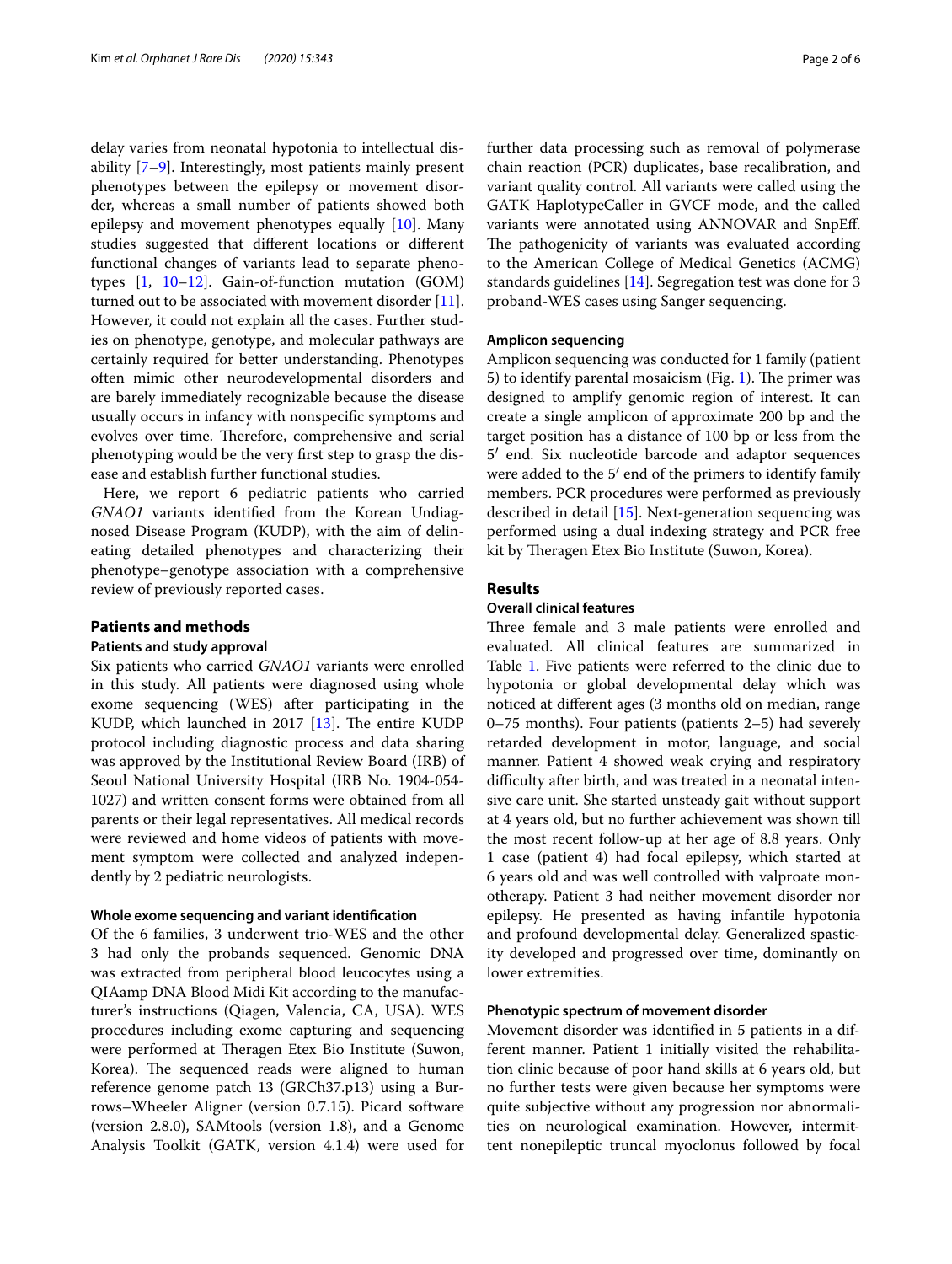delay varies from neonatal hypotonia to intellectual disability [7–9]. Interestingly, most patients mainly present phenotypes between the epilepsy or movement disorder, whereas a small number of patients showed both epilepsy and movement phenotypes equally [10]. Many studies suggested that different locations or different functional changes of variants lead to separate phenotypes [1, 10–12]. Gain-of-function mutation (GOM) turned out to be associated with movement disorder [11]. However, it could not explain all the cases. Further studies on phenotype, genotype, and molecular pathways are certainly required for better understanding. Phenotypes often mimic other neurodevelopmental disorders and are barely immediately recognizable because the disease usually occurs in infancy with nonspecific symptoms and evolves over time. Therefore, comprehensive and serial phenotyping would be the very first step to grasp the disease and establish further functional studies.

Here, we report 6 pediatric patients who carried *GNAO1* variants identified from the Korean Undiagnosed Disease Program (KUDP), with the aim of delineating detailed phenotypes and characterizing their phenotype–genotype association with a comprehensive review of previously reported cases.

## Patients and methods

### Patients and study approval

Six patients who carried *GNAO1* variants were enrolled in this study. All patients were diagnosed using whole exome sequencing (WES) after participating in the KUDP, which launched in 2017 [13]. The entire KUDP protocol including diagnostic process and data sharing was approved by the Institutional Review Board (IRB) of Seoul National University Hospital (IRB No. 1904-054-1027) and written consent forms were obtained from all parents or their legal representatives. All medical records were reviewed and home videos of patients with movement symptom were collected and analyzed independently by 2 pediatric neurologists.

### Whole exome sequencing and variant identification

Of the 6 families, 3 underwent trio-WES and the other 3 had only the probands sequenced. Genomic DNA was extracted from peripheral blood leucocytes using a QIAamp DNA Blood Midi Kit according to the manufacturer's instructions (Qiagen, Valencia, CA, USA). WES procedures including exome capturing and sequencing were performed at Theragen Etex Bio Institute (Suwon, Korea). The sequenced reads were aligned to human reference genome patch 13 (GRCh37.p13) using a Burrows–Wheeler Aligner (version 0.7.15). Picard software (version 2.8.0), SAMtools (version 1.8), and a Genome Analysis Toolkit (GATK, version 4.1.4) were used for further data processing such as removal of polymerase chain reaction (PCR) duplicates, base recalibration, and variant quality control. All variants were called using the GATK HaplotypeCaller in GVCF mode, and the called variants were annotated using ANNOVAR and SnpEff. The pathogenicity of variants was evaluated according to the American College of Medical Genetics (ACMG) standards guidelines [14]. Segregation test was done for 3 proband-WES cases using Sanger sequencing.

### Amplicon sequencing

Amplicon sequencing was conducted for 1 family (patient 5) to identify parental mosaicism (Fig. 1). The primer was designed to amplify genomic region of interest. It can create a single amplicon of approximate 200 bp and the target position has a distance of 100 bp or less from the 5′ end. Six nucleotide barcode and adaptor sequences were added to the 5′ end of the primers to identify family members. PCR procedures were performed as previously described in detail [15]. Next-generation sequencing was performed using a dual indexing strategy and PCR free kit by Theragen Etex Bio Institute (Suwon, Korea).

## Results

### Overall clinical features

Three female and 3 male patients were enrolled and evaluated. All clinical features are summarized in Table 1. Five patients were referred to the clinic due to hypotonia or global developmental delay which was noticed at different ages (3 months old on median, range 0–75 months). Four patients (patients 2–5) had severely retarded development in motor, language, and social manner. Patient 4 showed weak crying and respiratory difficulty after birth, and was treated in a neonatal intensive care unit. She started unsteady gait without support at 4 years old, but no further achievement was shown till the most recent follow-up at her age of 8.8 years. Only 1 case (patient 4) had focal epilepsy, which started at 6 years old and was well controlled with valproate monotherapy. Patient 3 had neither movement disorder nor epilepsy. He presented as having infantile hypotonia and profound developmental delay. Generalized spasticity developed and progressed over time, dominantly on lower extremities.

### Phenotypic spectrum of movement disorder

Movement disorder was identified in 5 patients in a different manner. Patient 1 initially visited the rehabilitation clinic because of poor hand skills at 6 years old, but no further tests were given because her symptoms were quite subjective without any progression nor abnormalities on neurological examination. However, intermittent nonepileptic truncal myoclonus followed by focal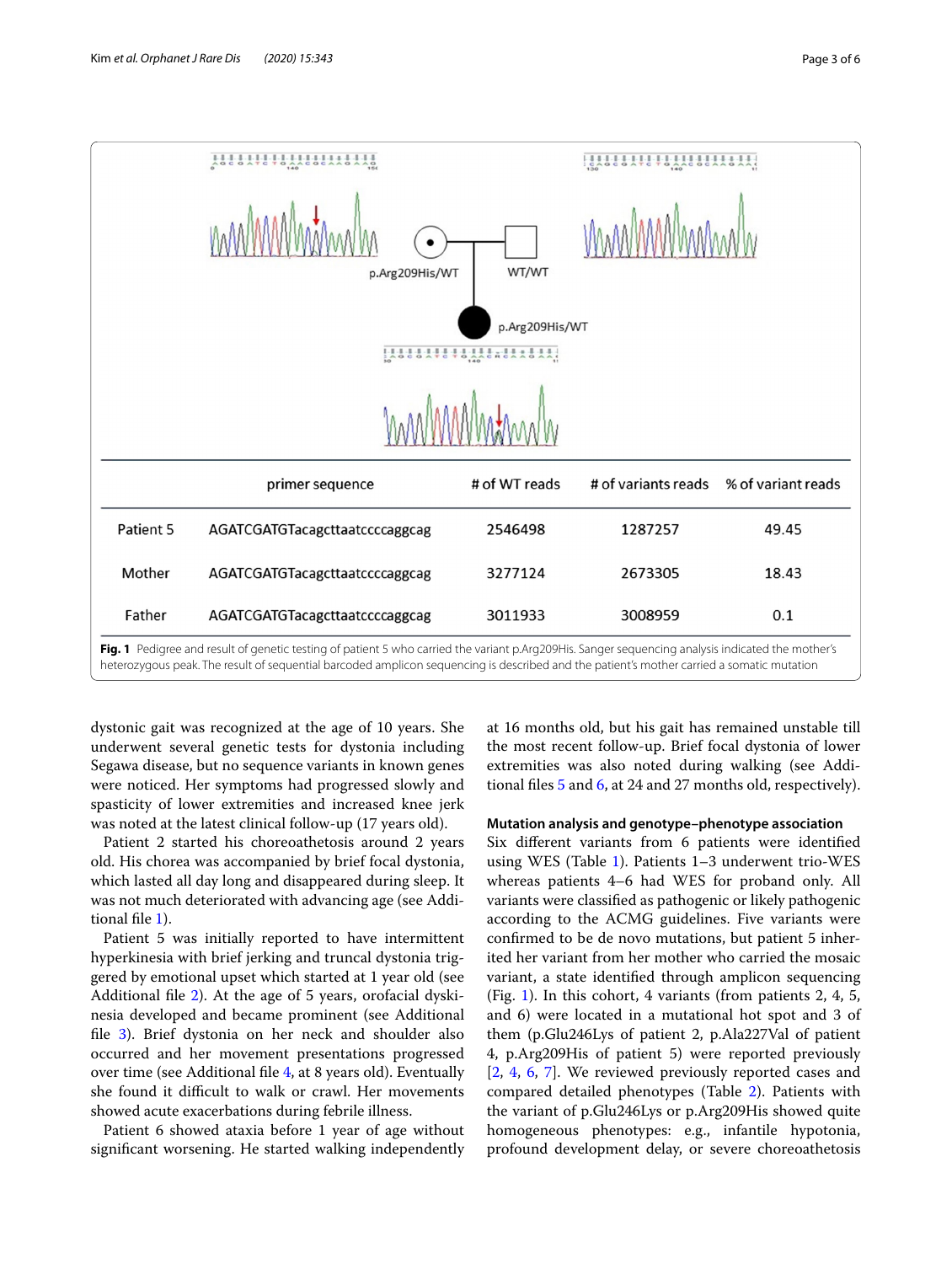| | primer sequence | # of WT reads | # of variants reads | % of variant reads |
|---|---|---|---|---|
| Patient 5 | AGATCGATGTacagcttaatccccaggcag | 2546498 | 1287257 | 49.45 |
| Mother | AGATCGATGTacagcttaatccccaggcag | 3277124 | 2673305 | 18.43 |
| Father | AGATCGATGTacagcttaatccccaggcag | 3011933 | 3008959 | 0.1 |

**Fig. 1** Pedigree and result of genetic testing of patient 5 who carried the variant p.Arg209His. Sanger sequencing analysis indicated the mother's heterozygous peak. The result of sequential barcoded amplicon sequencing is described and the patient's mother carried a somatic mutation

dystonic gait was recognized at the age of 10 years. She underwent several genetic tests for dystonia including Segawa disease, but no sequence variants in known genes were noticed. Her symptoms had progressed slowly and spasticity of lower extremities and increased knee jerk was noted at the latest clinical follow-up (17 years old).

Patient 2 started his choreoathetosis around 2 years old. His chorea was accompanied by brief focal dystonia, which lasted all day long and disappeared during sleep. It was not much deteriorated with advancing age (see Additional file 1).

Patient 5 was initially reported to have intermittent hyperkinesia with brief jerking and truncal dystonia triggered by emotional upset which started at 1 year old (see Additional file 2). At the age of 5 years, orofacial dyskinesia developed and became prominent (see Additional file 3). Brief dystonia on her neck and shoulder also occurred and her movement presentations progressed over time (see Additional file 4, at 8 years old). Eventually she found it difficult to walk or crawl. Her movements showed acute exacerbations during febrile illness.

Patient 6 showed ataxia before 1 year of age without significant worsening. He started walking independently at 16 months old, but his gait has remained unstable till the most recent follow-up. Brief focal dystonia of lower extremities was also noted during walking (see Additional files 5 and 6, at 24 and 27 months old, respectively).

### Mutation analysis and genotype–phenotype association

Six different variants from 6 patients were identified using WES (Table 1). Patients 1–3 underwent trio-WES whereas patients 4–6 had WES for proband only. All variants were classified as pathogenic or likely pathogenic according to the ACMG guidelines. Five variants were confirmed to be de novo mutations, but patient 5 inherited her variant from her mother who carried the mosaic variant, a state identified through amplicon sequencing (Fig. 1). In this cohort, 4 variants (from patients 2, 4, 5, and 6) were located in a mutational hot spot and 3 of them (p.Glu246Lys of patient 2, p.Ala227Val of patient 4, p.Arg209His of patient 5) were reported previously [2, 4, 6, 7]. We reviewed previously reported cases and compared detailed phenotypes (Table 2). Patients with the variant of p.Glu246Lys or p.Arg209His showed quite homogeneous phenotypes: e.g., infantile hypotonia, profound development delay, or severe choreoathetosis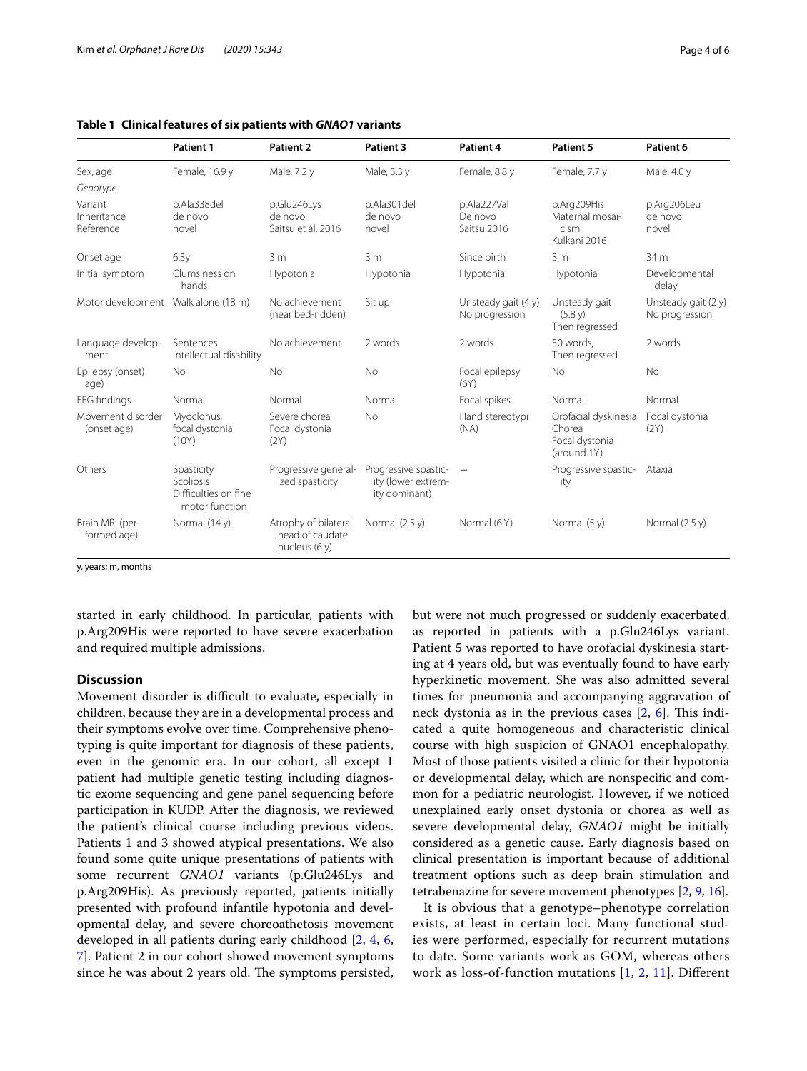**Table 1 Clinical features of six patients with *GNAO1* variants**

| | Patient 1 | Patient 2 | Patient 3 | Patient 4 | Patient 5 | Patient 6 |
|---|---|---|---|---|---|---|
| Sex, age | Female, 16.9 y | Male, 7.2 y | Male, 3.3 y | Female, 8.8 y | Female, 7.7 y | Male, 4.0 y |
| *Genotype* | | | | | | |
| Variant<br>Inheritance<br>Reference | p.Ala338del<br>de novo<br>novel | p.Glu246Lys<br>de novo<br>Saitsu et al. 2016 | p.Ala301del<br>de novo<br>novel | p.Ala227Val<br>De novo<br>Saitsu 2016 | p.Arg209His<br>Maternal mosaicism<br>Kulkani 2016 | p.Arg206Leu<br>de novo<br>novel |
| Onset age | 6.3y | 3 m | 3 m | Since birth | 3 m | 34 m |
| Initial symptom | Clumsiness on hands | Hypotonia | Hypotonia | Hypotonia | Hypotonia | Developmental delay |
| Motor development | Walk alone (18 m) | No achievement (near bed-ridden) | Sit up | Unsteady gait (4 y)<br>No progression | Unsteady gait (5.8 y)<br>Then regressed | Unsteady gait (2 y)<br>No progression |
| Language development | Sentences<br>Intellectual disability | No achievement | 2 words | 2 words | 50 words,<br>Then regressed | 2 words |
| Epilepsy (onset age) | No | No | No | Focal epilepsy (6Y) | No | No |
| EEG findings | Normal | Normal | Normal | Focal spikes | Normal | Normal |
| Movement disorder (onset age) | Myoclonus,<br>focal dystonia (10Y) | Severe chorea<br>Focal dystonia (2Y) | No | Hand stereotypi (NA) | Orofacial dyskinesia<br>Chorea<br>Focal dystonia (around 1Y) | Focal dystonia (2Y) |
| Others | Spasticity<br>Scoliosis<br>Difficulties on fine motor function | Progressive generalized spasticity | Progressive spasticity (lower extremity dominant) | – | Progressive spasticity | Ataxia |
| Brain MRI (performed age) | Normal (14 y) | Atrophy of bilateral head of caudate nucleus (6 y) | Normal (2.5 y) | Normal (6 Y) | Normal (5 y) | Normal (2.5 y) |

y, years; m, months

started in early childhood. In particular, patients with p.Arg209His were reported to have severe exacerbation and required multiple admissions.

## Discussion

Movement disorder is difficult to evaluate, especially in children, because they are in a developmental process and their symptoms evolve over time. Comprehensive phenotyping is quite important for diagnosis of these patients, even in the genomic era. In our cohort, all except 1 patient had multiple genetic testing including diagnostic exome sequencing and gene panel sequencing before participation in KUDP. After the diagnosis, we reviewed the patient's clinical course including previous videos. Patients 1 and 3 showed atypical presentations. We also found some quite unique presentations of patients with some recurrent *GNAO1* variants (p.Glu246Lys and p.Arg209His). As previously reported, patients initially presented with profound infantile hypotonia and developmental delay, and severe choreoathetosis movement developed in all patients during early childhood [2, 4, 6, 7]. Patient 2 in our cohort showed movement symptoms since he was about 2 years old. The symptoms persisted, but were not much progressed or suddenly exacerbated, as reported in patients with a p.Glu246Lys variant. Patient 5 was reported to have orofacial dyskinesia starting at 4 years old, but was eventually found to have early hyperkinetic movement. She was also admitted several times for pneumonia and accompanying aggravation of neck dystonia as in the previous cases [2, 6]. This indicated a quite homogeneous and characteristic clinical course with high suspicion of GNAO1 encephalopathy. Most of those patients visited a clinic for their hypotonia or developmental delay, which are nonspecific and common for a pediatric neurologist. However, if we noticed unexplained early onset dystonia or chorea as well as severe developmental delay, *GNAO1* might be initially considered as a genetic cause. Early diagnosis based on clinical presentation is important because of additional treatment options such as deep brain stimulation and tetrabenazine for severe movement phenotypes [2, 9, 16].

It is obvious that a genotype–phenotype correlation exists, at least in certain loci. Many functional studies were performed, especially for recurrent mutations to date. Some variants work as GOM, whereas others work as loss-of-function mutations [1, 2, 11]. Different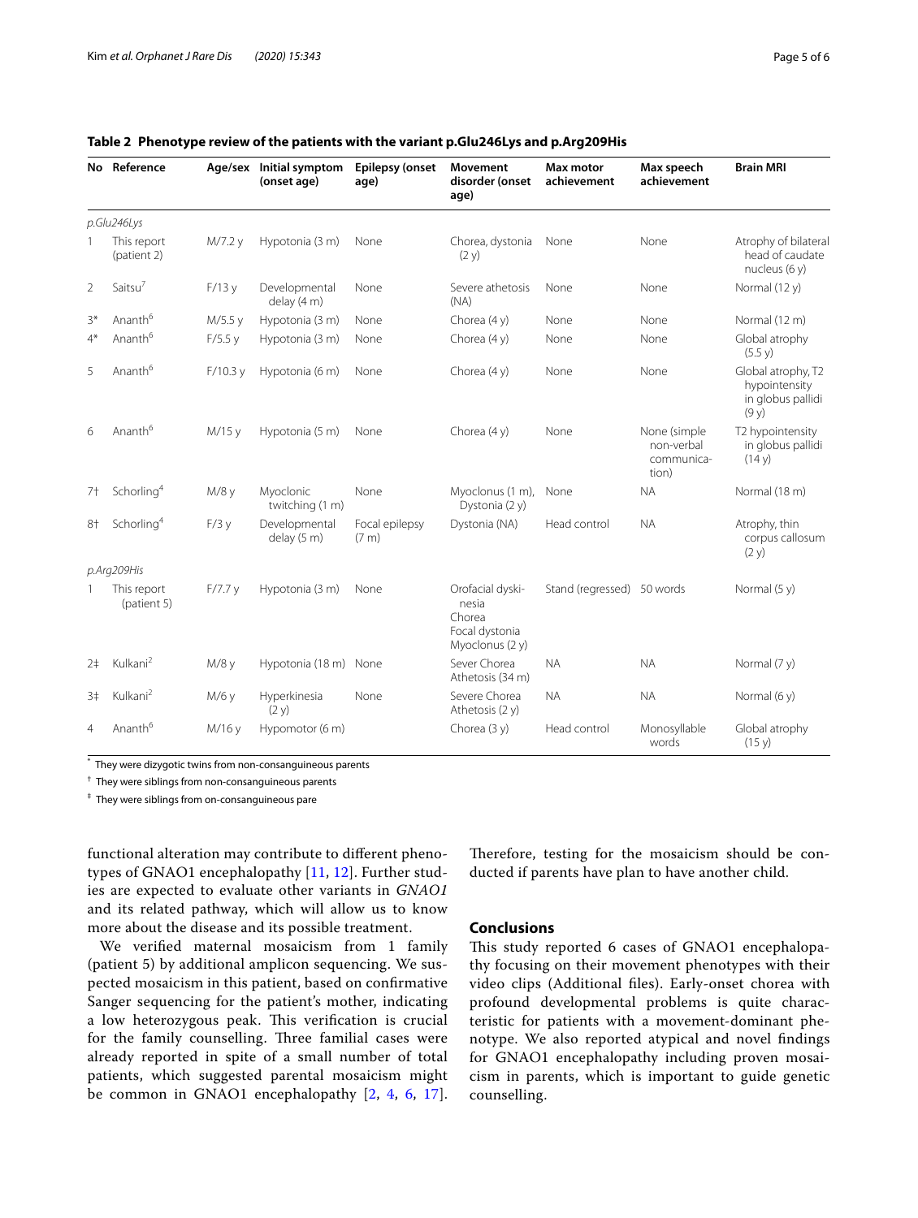**Table 2 Phenotype review of the patients with the variant p.Glu246Lys and p.Arg209His**

| No | Reference | Age/sex | Initial symptom (onset age) | Epilepsy (onset age) | Movement disorder (onset age) | Max motor achievement | Max speech achievement | Brain MRI |
|---|---|---|---|---|---|---|---|---|
| *p.Glu246Lys* | | | | | | | | |
| 1 | This report (patient 2) | M/7.2 y | Hypotonia (3 m) | None | Chorea, dystonia (2 y) | None | None | Atrophy of bilateral head of caudate nucleus (6 y) |
| 2 | Saitsu[7] | F/13 y | Developmental delay (4 m) | None | Severe athetosis (NA) | None | None | Normal (12 y) |
| 3* | Ananth[6] | M/5.5 y | Hypotonia (3 m) | None | Chorea (4 y) | None | None | Normal (12 m) |
| 4* | Ananth[6] | F/5.5 y | Hypotonia (3 m) | None | Chorea (4 y) | None | None | Global atrophy (5.5 y) |
| 5 | Ananth[6] | F/10.3 y | Hypotonia (6 m) | None | Chorea (4 y) | None | None | Global atrophy, T2 hypointensity in globus pallidi (9 y) |
| 6 | Ananth[6] | M/15 y | Hypotonia (5 m) | None | Chorea (4 y) | None | None (simple non-verbal communication) | T2 hypointensity in globus pallidi (14 y) |
| 7† | Schorling[4] | M/8 y | Myoclonic twitching (1 m) | None | Myoclonus (1 m), Dystonia (2 y) | None | NA | Normal (18 m) |
| 8† | Schorling[4] | F/3 y | Developmental delay (5 m) | Focal epilepsy (7 m) | Dystonia (NA) | Head control | NA | Atrophy, thin corpus callosum (2 y) |
| *p.Arg209His* | | | | | | | | |
| 1 | This report (patient 5) | F/7.7 y | Hypotonia (3 m) | None | Orofacial dyskinesia Chorea Focal dystonia Myoclonus (2 y) | Stand (regressed) | 50 words | Normal (5 y) |
| 2‡ | Kulkani[2] | M/8 y | Hypotonia (18 m) | None | Sever Chorea Athetosis (34 m) | NA | NA | Normal (7 y) |
| 3‡ | Kulkani[2] | M/6 y | Hyperkinesia (2 y) | None | Severe Chorea Athetosis (2 y) | NA | NA | Normal (6 y) |
| 4 | Ananth[6] | M/16 y | Hypomotor (6 m) | | Chorea (3 y) | Head control | Monosyllable words | Global atrophy (15 y) |

\* They were dizygotic twins from non-consanguineous parents

† They were siblings from non-consanguineous parents

‡ They were siblings from on-consanguineous pare

functional alteration may contribute to different phenotypes of GNAO1 encephalopathy [11, 12]. Further studies are expected to evaluate other variants in *GNAO1* and its related pathway, which will allow us to know more about the disease and its possible treatment.

We verified maternal mosaicism from 1 family (patient 5) by additional amplicon sequencing. We suspected mosaicism in this patient, based on confirmative Sanger sequencing for the patient's mother, indicating a low heterozygous peak. This verification is crucial for the family counselling. Three familial cases were already reported in spite of a small number of total patients, which suggested parental mosaicism might be common in GNAO1 encephalopathy [2, 4, 6, 17]. Therefore, testing for the mosaicism should be conducted if parents have plan to have another child.

## Conclusions

This study reported 6 cases of GNAO1 encephalopathy focusing on their movement phenotypes with their video clips (Additional files). Early-onset chorea with profound developmental problems is quite characteristic for patients with a movement-dominant phenotype. We also reported atypical and novel findings for GNAO1 encephalopathy including proven mosaicism in parents, which is important to guide genetic counselling.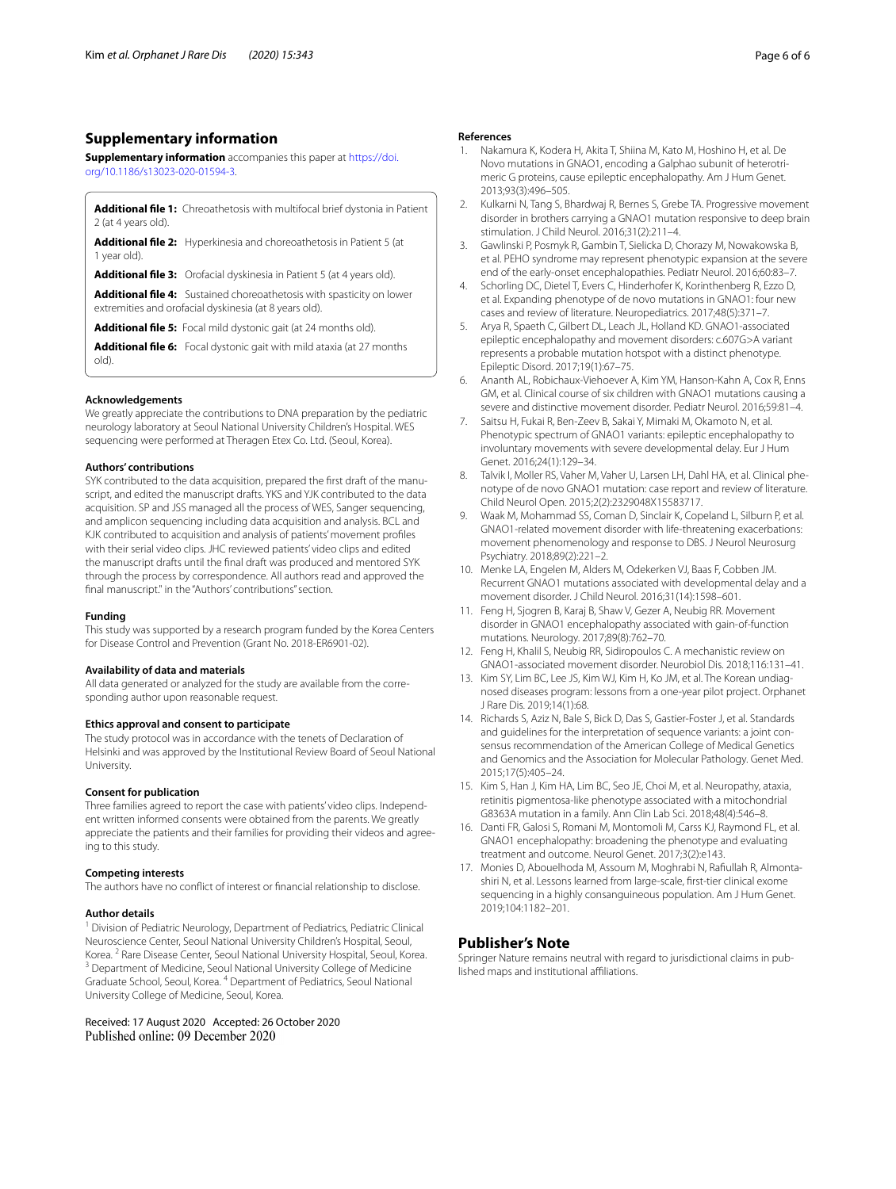## Supplementary information

**Supplementary information** accompanies this paper at https://doi.org/10.1186/s13023-020-01594-3.

**Additional file 1:** Chreoathetosis with multifocal brief dystonia in Patient 2 (at 4 years old).

**Additional file 2:** Hyperkinesia and choreoathetosis in Patient 5 (at 1 year old).

**Additional file 3:** Orofacial dyskinesia in Patient 5 (at 4 years old).

**Additional file 4:** Sustained choreoathetosis with spasticity on lower extremities and orofacial dyskinesia (at 8 years old).

**Additional file 5:** Focal mild dystonic gait (at 24 months old).

**Additional file 6:** Focal dystonic gait with mild ataxia (at 27 months old).

#### Acknowledgements

We greatly appreciate the contributions to DNA preparation by the pediatric neurology laboratory at Seoul National University Children's Hospital. WES sequencing were performed at Theragen Etex Co. Ltd. (Seoul, Korea).

#### Authors' contributions

SYK contributed to the data acquisition, prepared the first draft of the manuscript, and edited the manuscript drafts. YKS and YJK contributed to the data acquisition. SP and JSS managed all the process of WES, Sanger sequencing, and amplicon sequencing including data acquisition and analysis. BCL and KJK contributed to acquisition and analysis of patients' movement profiles with their serial video clips. JHC reviewed patients' video clips and edited the manuscript drafts until the final draft was produced and mentored SYK through the process by correspondence. All authors read and approved the final manuscript." in the "Authors' contributions" section.

#### Funding

This study was supported by a research program funded by the Korea Centers for Disease Control and Prevention (Grant No. 2018-ER6901-02).

#### Availability of data and materials

All data generated or analyzed for the study are available from the corresponding author upon reasonable request.

#### Ethics approval and consent to participate

The study protocol was in accordance with the tenets of Declaration of Helsinki and was approved by the Institutional Review Board of Seoul National University.

#### Consent for publication

Three families agreed to report the case with patients' video clips. Independent written informed consents were obtained from the parents. We greatly appreciate the patients and their families for providing their videos and agreeing to this study.

#### Competing interests

The authors have no conflict of interest or financial relationship to disclose.

#### Author details

[1] Division of Pediatric Neurology, Department of Pediatrics, Pediatric Clinical Neuroscience Center, Seoul National University Children's Hospital, Seoul, Korea. [2] Rare Disease Center, Seoul National University Hospital, Seoul, Korea. [3] Department of Medicine, Seoul National University College of Medicine Graduate School, Seoul, Korea. [4] Department of Pediatrics, Seoul National University College of Medicine, Seoul, Korea.

Received: 17 August 2020 Accepted: 26 October 2020
Published online: 09 December 2020

#### References

1. Nakamura K, Kodera H, Akita T, Shiina M, Kato M, Hoshino H, et al. De Novo mutations in GNAO1, encoding a Galphao subunit of heterotrimeric G proteins, cause epileptic encephalopathy. Am J Hum Genet. 2013;93(3):496–505.
2. Kulkarni N, Tang S, Bhardwaj R, Bernes S, Grebe TA. Progressive movement disorder in brothers carrying a GNAO1 mutation responsive to deep brain stimulation. J Child Neurol. 2016;31(2):211–4.
3. Gawlinski P, Posmyk R, Gambin T, Sielicka D, Chorazy M, Nowakowska B, et al. PEHO syndrome may represent phenotypic expansion at the severe end of the early-onset encephalopathies. Pediatr Neurol. 2016;60:83–7.
4. Schorling DC, Dietel T, Evers C, Hinderhofer K, Korinthenberg R, Ezzo D, et al. Expanding phenotype of de novo mutations in GNAO1: four new cases and review of literature. Neuropediatrics. 2017;48(5):371–7.
5. Arya R, Spaeth C, Gilbert DL, Leach JL, Holland KD. GNAO1-associated epileptic encephalopathy and movement disorders: c.607G>A variant represents a probable mutation hotspot with a distinct phenotype. Epileptic Disord. 2017;19(1):67–75.
6. Ananth AL, Robichaux-Viehoever A, Kim YM, Hanson-Kahn A, Cox R, Enns GM, et al. Clinical course of six children with GNAO1 mutations causing a severe and distinctive movement disorder. Pediatr Neurol. 2016;59:81–4.
7. Saitsu H, Fukai R, Ben-Zeev B, Sakai Y, Mimaki M, Okamoto N, et al. Phenotypic spectrum of GNAO1 variants: epileptic encephalopathy to involuntary movements with severe developmental delay. Eur J Hum Genet. 2016;24(1):129–34.
8. Talvik I, Moller RS, Vaher M, Vaher U, Larsen LH, Dahl HA, et al. Clinical phenotype of de novo GNAO1 mutation: case report and review of literature. Child Neurol Open. 2015;2(2):2329048X15583717.
9. Waak M, Mohammad SS, Coman D, Sinclair K, Copeland L, Silburn P, et al. GNAO1-related movement disorder with life-threatening exacerbations: movement phenomenology and response to DBS. J Neurol Neurosurg Psychiatry. 2018;89(2):221–2.
10. Menke LA, Engelen M, Alders M, Odekerken VJ, Baas F, Cobben JM. Recurrent GNAO1 mutations associated with developmental delay and a movement disorder. J Child Neurol. 2016;31(14):1598–601.
11. Feng H, Sjogren B, Karaj B, Shaw V, Gezer A, Neubig RR. Movement disorder in GNAO1 encephalopathy associated with gain-of-function mutations. Neurology. 2017;89(8):762–70.
12. Feng H, Khalil S, Neubig RR, Sidiropoulos C. A mechanistic review on GNAO1-associated movement disorder. Neurobiol Dis. 2018;116:131–41.
13. Kim SY, Lim BC, Lee JS, Kim WJ, Kim H, Ko JM, et al. The Korean undiagnosed diseases program: lessons from a one-year pilot project. Orphanet J Rare Dis. 2019;14(1):68.
14. Richards S, Aziz N, Bale S, Bick D, Das S, Gastier-Foster J, et al. Standards and guidelines for the interpretation of sequence variants: a joint consensus recommendation of the American College of Medical Genetics and Genomics and the Association for Molecular Pathology. Genet Med. 2015;17(5):405–24.
15. Kim S, Han J, Kim HA, Lim BC, Seo JE, Choi M, et al. Neuropathy, ataxia, retinitis pigmentosa-like phenotype associated with a mitochondrial G8363A mutation in a family. Ann Clin Lab Sci. 2018;48(4):546–8.
16. Danti FR, Galosi S, Romani M, Montomoli M, Carss KJ, Raymond FL, et al. GNAO1 encephalopathy: broadening the phenotype and evaluating treatment and outcome. Neurol Genet. 2017;3(2):e143.
17. Monies D, Abouelhoda M, Assoum M, Moghrabi N, Rafiullah R, Almontashiri N, et al. Lessons learned from large-scale, first-tier clinical exome sequencing in a highly consanguineous population. Am J Hum Genet. 2019;104:1182–201.

## Publisher's Note

Springer Nature remains neutral with regard to jurisdictional claims in published maps and institutional affiliations.